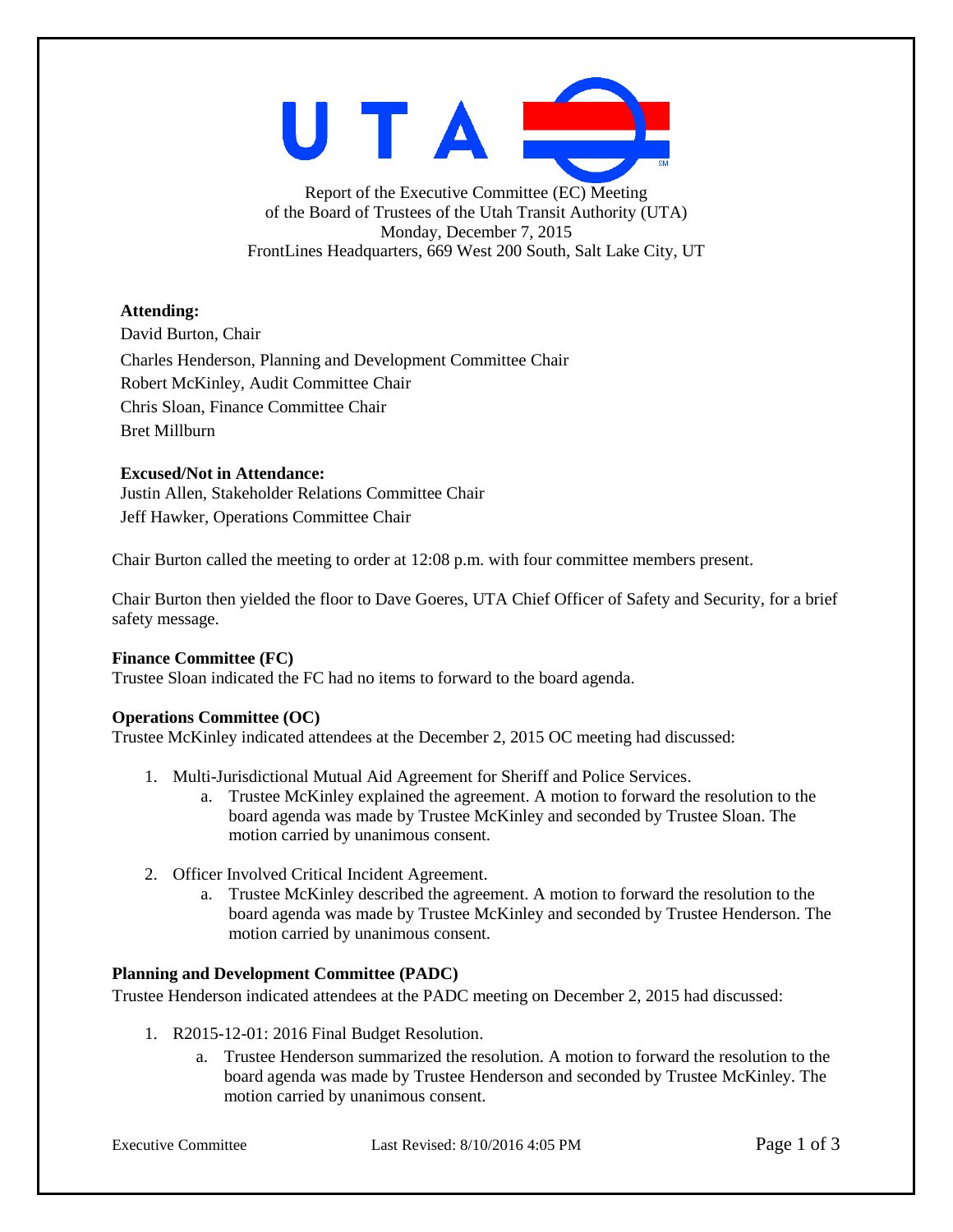UTA

Report of the Executive Committee (EC) Meeting
of the Board of Trustees of the Utah Transit Authority (UTA)
Monday, December 7, 2015
FrontLines Headquarters, 669 West 200 South, Salt Lake City, UT

**Attending:**

David Burton, Chair
Charles Henderson, Planning and Development Committee Chair
Robert McKinley, Audit Committee Chair
Chris Sloan, Finance Committee Chair
Bret Millburn

**Excused/Not in Attendance:**

Justin Allen, Stakeholder Relations Committee Chair
Jeff Hawker, Operations Committee Chair

Chair Burton called the meeting to order at 12:08 p.m. with four committee members present.

Chair Burton then yielded the floor to Dave Goeres, UTA Chief Officer of Safety and Security, for a brief safety message.

**Finance Committee (FC)**
Trustee Sloan indicated the FC had no items to forward to the board agenda.

**Operations Committee (OC)**
Trustee McKinley indicated attendees at the December 2, 2015 OC meeting had discussed:

1. Multi-Jurisdictional Mutual Aid Agreement for Sheriff and Police Services.
   a. Trustee McKinley explained the agreement. A motion to forward the resolution to the board agenda was made by Trustee McKinley and seconded by Trustee Sloan. The motion carried by unanimous consent.

2. Officer Involved Critical Incident Agreement.
   a. Trustee McKinley described the agreement. A motion to forward the resolution to the board agenda was made by Trustee McKinley and seconded by Trustee Henderson. The motion carried by unanimous consent.

**Planning and Development Committee (PADC)**
Trustee Henderson indicated attendees at the PADC meeting on December 2, 2015 had discussed:

1. R2015-12-01: 2016 Final Budget Resolution.
   a. Trustee Henderson summarized the resolution. A motion to forward the resolution to the board agenda was made by Trustee Henderson and seconded by Trustee McKinley. The motion carried by unanimous consent.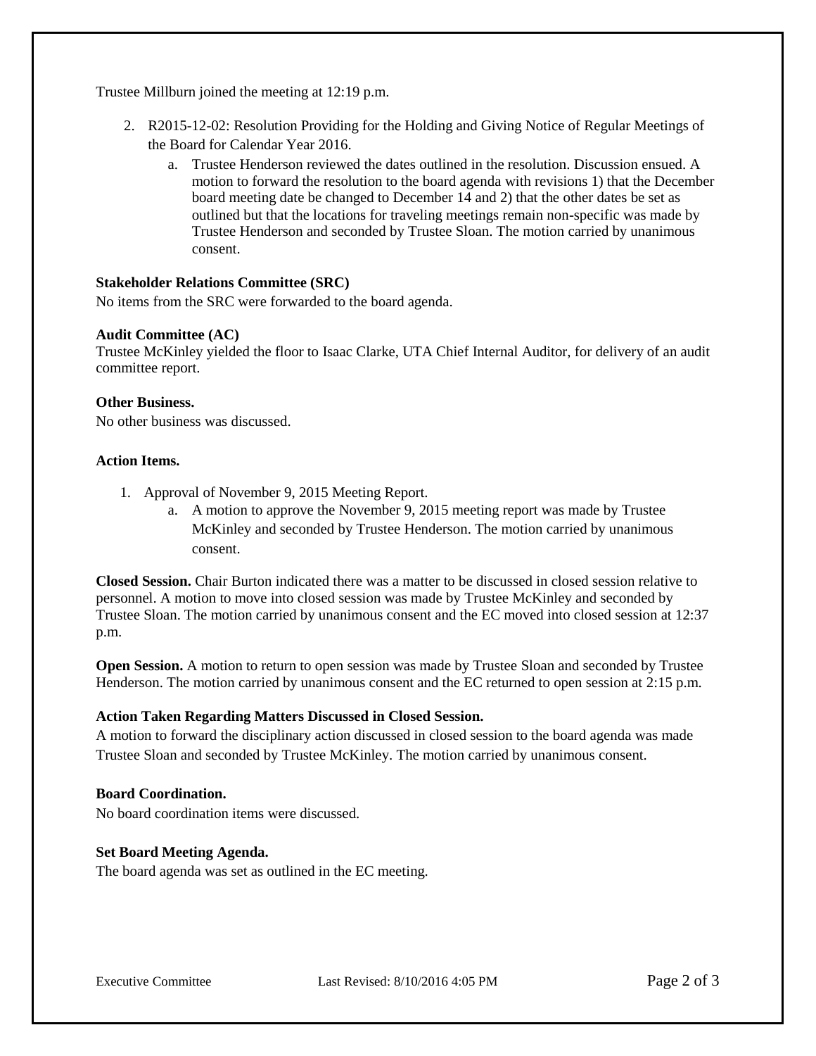Trustee Millburn joined the meeting at 12:19 p.m.

2. R2015-12-02: Resolution Providing for the Holding and Giving Notice of Regular Meetings of the Board for Calendar Year 2016.
    a. Trustee Henderson reviewed the dates outlined in the resolution. Discussion ensued. A motion to forward the resolution to the board agenda with revisions 1) that the December board meeting date be changed to December 14 and 2) that the other dates be set as outlined but that the locations for traveling meetings remain non-specific was made by Trustee Henderson and seconded by Trustee Sloan. The motion carried by unanimous consent.

**Stakeholder Relations Committee (SRC)**

No items from the SRC were forwarded to the board agenda.

**Audit Committee (AC)**

Trustee McKinley yielded the floor to Isaac Clarke, UTA Chief Internal Auditor, for delivery of an audit committee report.

**Other Business.**

No other business was discussed.

**Action Items.**

1. Approval of November 9, 2015 Meeting Report.
    a. A motion to approve the November 9, 2015 meeting report was made by Trustee McKinley and seconded by Trustee Henderson. The motion carried by unanimous consent.

**Closed Session.** Chair Burton indicated there was a matter to be discussed in closed session relative to personnel. A motion to move into closed session was made by Trustee McKinley and seconded by Trustee Sloan. The motion carried by unanimous consent and the EC moved into closed session at 12:37 p.m.

**Open Session.** A motion to return to open session was made by Trustee Sloan and seconded by Trustee Henderson. The motion carried by unanimous consent and the EC returned to open session at 2:15 p.m.

**Action Taken Regarding Matters Discussed in Closed Session.**

A motion to forward the disciplinary action discussed in closed session to the board agenda was made Trustee Sloan and seconded by Trustee McKinley. The motion carried by unanimous consent.

**Board Coordination.**

No board coordination items were discussed.

**Set Board Meeting Agenda.**

The board agenda was set as outlined in the EC meeting.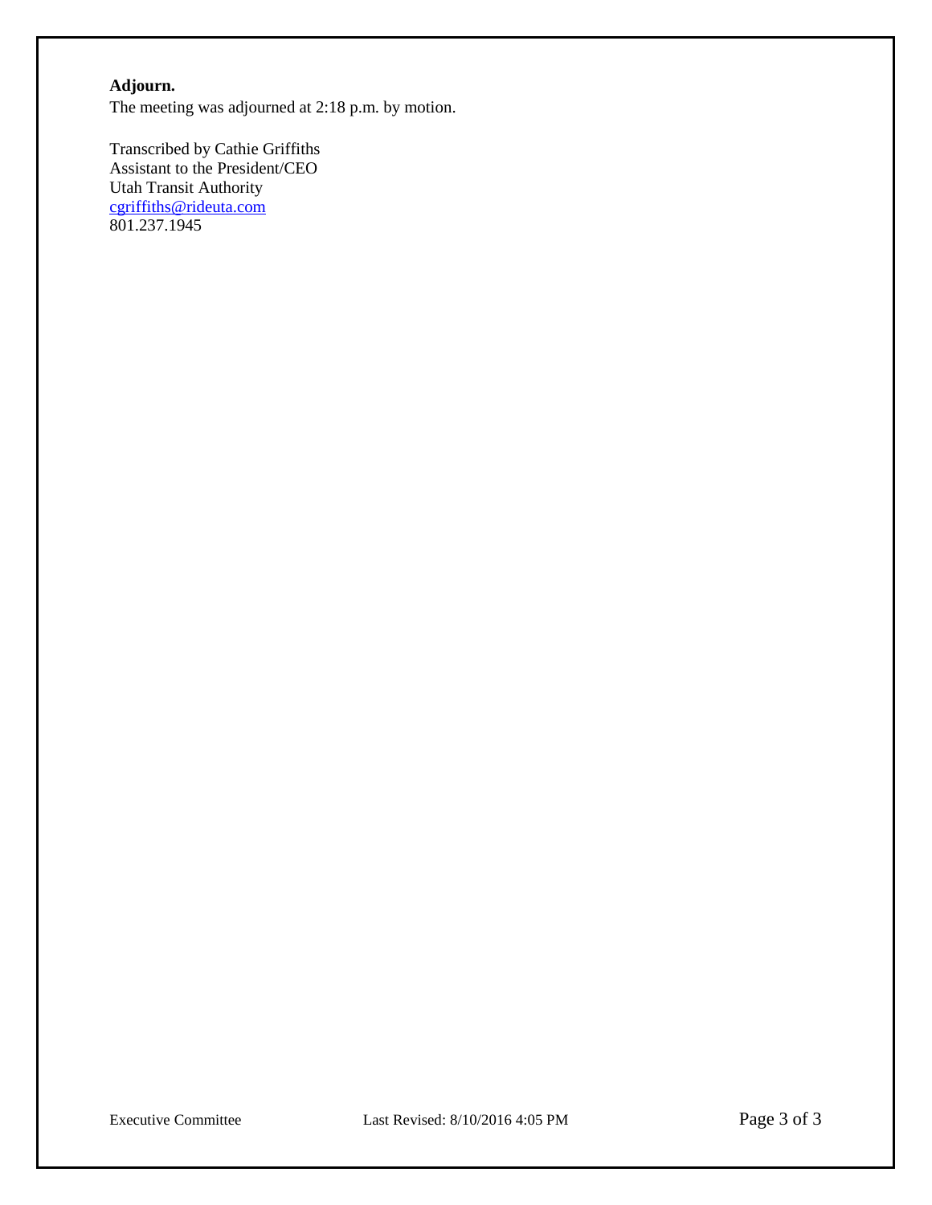**Adjourn.**
The meeting was adjourned at 2:18 p.m. by motion.

Transcribed by Cathie Griffiths
Assistant to the President/CEO
Utah Transit Authority
cgriffiths@rideuta.com
801.237.1945